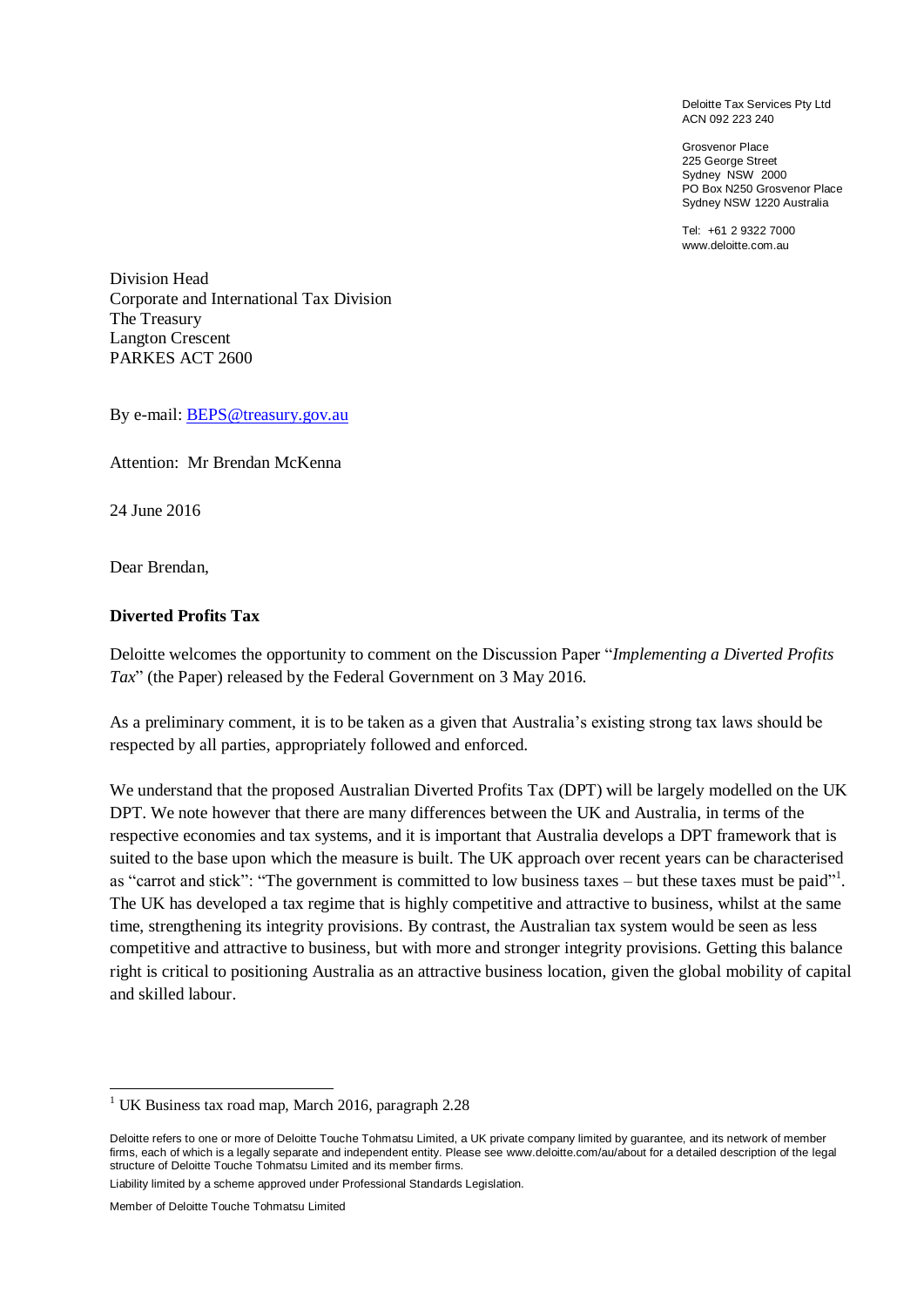Deloitte Tax Services Pty Ltd
ACN 092 223 240

Grosvenor Place
225 George Street
Sydney NSW 2000
PO Box N250 Grosvenor Place
Sydney NSW 1220 Australia

Tel: +61 2 9322 7000
www.deloitte.com.au

Division Head
Corporate and International Tax Division
The Treasury
Langton Crescent
PARKES ACT 2600

By e-mail: [BEPS@treasury.gov.au](mailto:BEPS@treasury.gov.au)

Attention: Mr Brendan McKenna

24 June 2016

Dear Brendan,

**Diverted Profits Tax**

Deloitte welcomes the opportunity to comment on the Discussion Paper "*Implementing a Diverted Profits Tax*" (the Paper) released by the Federal Government on 3 May 2016.

As a preliminary comment, it is to be taken as a given that Australia's existing strong tax laws should be respected by all parties, appropriately followed and enforced.

We understand that the proposed Australian Diverted Profits Tax (DPT) will be largely modelled on the UK DPT. We note however that there are many differences between the UK and Australia, in terms of the respective economies and tax systems, and it is important that Australia develops a DPT framework that is suited to the base upon which the measure is built. The UK approach over recent years can be characterised as "carrot and stick": "The government is committed to low business taxes – but these taxes must be paid"[1]. The UK has developed a tax regime that is highly competitive and attractive to business, whilst at the same time, strengthening its integrity provisions. By contrast, the Australian tax system would be seen as less competitive and attractive to business, but with more and stronger integrity provisions. Getting this balance right is critical to positioning Australia as an attractive business location, given the global mobility of capital and skilled labour.

[1] UK Business tax road map, March 2016, paragraph 2.28

Deloitte refers to one or more of Deloitte Touche Tohmatsu Limited, a UK private company limited by guarantee, and its network of member firms, each of which is a legally separate and independent entity. Please see www.deloitte.com/au/about for a detailed description of the legal structure of Deloitte Touche Tohmatsu Limited and its member firms.

Liability limited by a scheme approved under Professional Standards Legislation.

Member of Deloitte Touche Tohmatsu Limited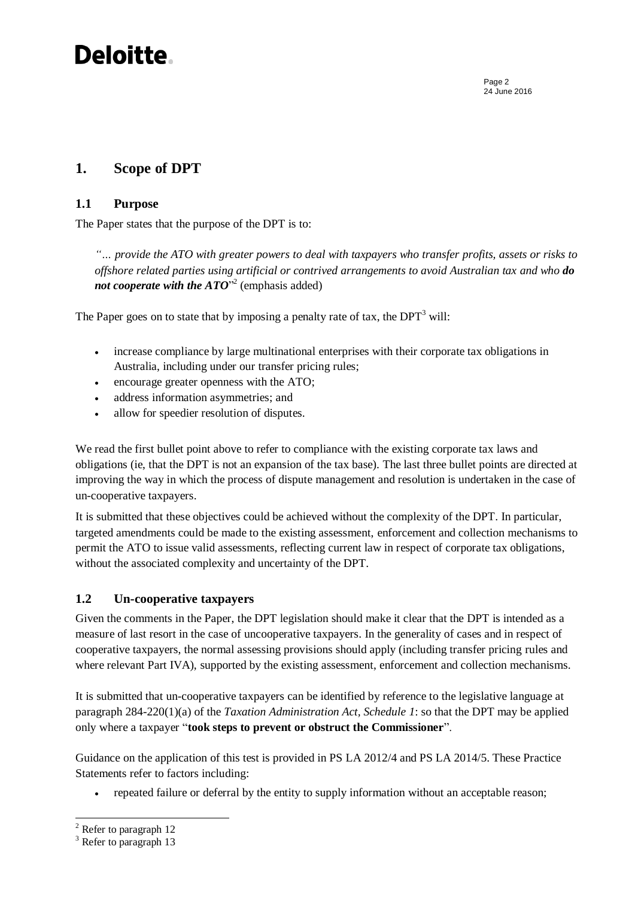## 1. Scope of DPT

### 1.1 Purpose

The Paper states that the purpose of the DPT is to:

> *"… provide the ATO with greater powers to deal with taxpayers who transfer profits, assets or risks to offshore related parties using artificial or contrived arrangements to avoid Australian tax and who **do not cooperate with the ATO**"*[2] (emphasis added)

The Paper goes on to state that by imposing a penalty rate of tax, the DPT[3] will:

- increase compliance by large multinational enterprises with their corporate tax obligations in Australia, including under our transfer pricing rules;
- encourage greater openness with the ATO;
- address information asymmetries; and
- allow for speedier resolution of disputes.

We read the first bullet point above to refer to compliance with the existing corporate tax laws and obligations (ie, that the DPT is not an expansion of the tax base). The last three bullet points are directed at improving the way in which the process of dispute management and resolution is undertaken in the case of un-cooperative taxpayers.

It is submitted that these objectives could be achieved without the complexity of the DPT. In particular, targeted amendments could be made to the existing assessment, enforcement and collection mechanisms to permit the ATO to issue valid assessments, reflecting current law in respect of corporate tax obligations, without the associated complexity and uncertainty of the DPT.

### 1.2 Un-cooperative taxpayers

Given the comments in the Paper, the DPT legislation should make it clear that the DPT is intended as a measure of last resort in the case of uncooperative taxpayers. In the generality of cases and in respect of cooperative taxpayers, the normal assessing provisions should apply (including transfer pricing rules and where relevant Part IVA), supported by the existing assessment, enforcement and collection mechanisms.

It is submitted that un-cooperative taxpayers can be identified by reference to the legislative language at paragraph 284-220(1)(a) of the *Taxation Administration Act, Schedule 1*: so that the DPT may be applied only where a taxpayer "**took steps to prevent or obstruct the Commissioner**".

Guidance on the application of this test is provided in PS LA 2012/4 and PS LA 2014/5. These Practice Statements refer to factors including:

- repeated failure or deferral by the entity to supply information without an acceptable reason;

[2] Refer to paragraph 12

[3] Refer to paragraph 13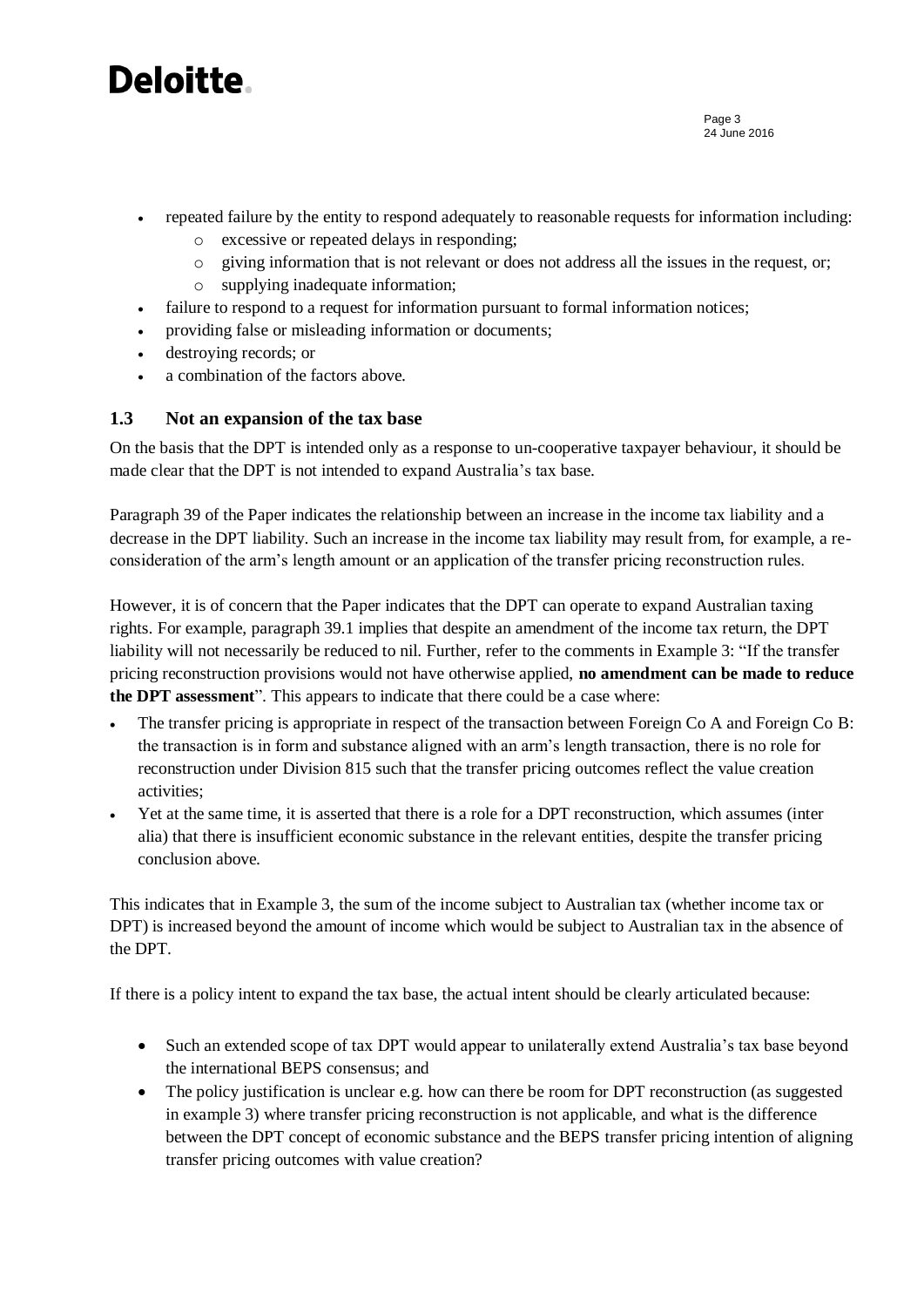- repeated failure by the entity to respond adequately to reasonable requests for information including:
  - excessive or repeated delays in responding;
  - giving information that is not relevant or does not address all the issues in the request, or;
  - supplying inadequate information;
- failure to respond to a request for information pursuant to formal information notices;
- providing false or misleading information or documents;
- destroying records; or
- a combination of the factors above.

### 1.3 Not an expansion of the tax base

On the basis that the DPT is intended only as a response to un-cooperative taxpayer behaviour, it should be made clear that the DPT is not intended to expand Australia's tax base.

Paragraph 39 of the Paper indicates the relationship between an increase in the income tax liability and a decrease in the DPT liability. Such an increase in the income tax liability may result from, for example, a re-consideration of the arm's length amount or an application of the transfer pricing reconstruction rules.

However, it is of concern that the Paper indicates that the DPT can operate to expand Australian taxing rights. For example, paragraph 39.1 implies that despite an amendment of the income tax return, the DPT liability will not necessarily be reduced to nil. Further, refer to the comments in Example 3: "If the transfer pricing reconstruction provisions would not have otherwise applied, **no amendment can be made to reduce the DPT assessment**". This appears to indicate that there could be a case where:

- The transfer pricing is appropriate in respect of the transaction between Foreign Co A and Foreign Co B: the transaction is in form and substance aligned with an arm's length transaction, there is no role for reconstruction under Division 815 such that the transfer pricing outcomes reflect the value creation activities;
- Yet at the same time, it is asserted that there is a role for a DPT reconstruction, which assumes (inter alia) that there is insufficient economic substance in the relevant entities, despite the transfer pricing conclusion above.

This indicates that in Example 3, the sum of the income subject to Australian tax (whether income tax or DPT) is increased beyond the amount of income which would be subject to Australian tax in the absence of the DPT.

If there is a policy intent to expand the tax base, the actual intent should be clearly articulated because:

- Such an extended scope of tax DPT would appear to unilaterally extend Australia's tax base beyond the international BEPS consensus; and
- The policy justification is unclear e.g. how can there be room for DPT reconstruction (as suggested in example 3) where transfer pricing reconstruction is not applicable, and what is the difference between the DPT concept of economic substance and the BEPS transfer pricing intention of aligning transfer pricing outcomes with value creation?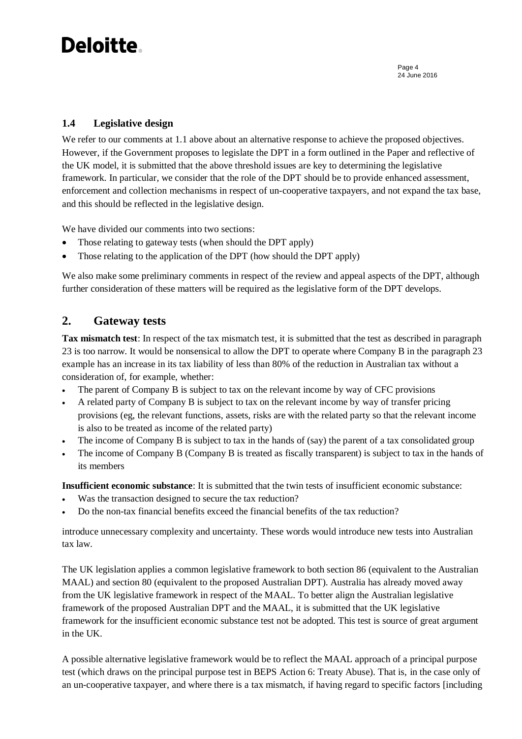### 1.4 Legislative design

We refer to our comments at 1.1 above about an alternative response to achieve the proposed objectives. However, if the Government proposes to legislate the DPT in a form outlined in the Paper and reflective of the UK model, it is submitted that the above threshold issues are key to determining the legislative framework. In particular, we consider that the role of the DPT should be to provide enhanced assessment, enforcement and collection mechanisms in respect of un-cooperative taxpayers, and not expand the tax base, and this should be reflected in the legislative design.

We have divided our comments into two sections:

- Those relating to gateway tests (when should the DPT apply)
- Those relating to the application of the DPT (how should the DPT apply)

We also make some preliminary comments in respect of the review and appeal aspects of the DPT, although further consideration of these matters will be required as the legislative form of the DPT develops.

## 2. Gateway tests

**Tax mismatch test**: In respect of the tax mismatch test, it is submitted that the test as described in paragraph 23 is too narrow. It would be nonsensical to allow the DPT to operate where Company B in the paragraph 23 example has an increase in its tax liability of less than 80% of the reduction in Australian tax without a consideration of, for example, whether:

- The parent of Company B is subject to tax on the relevant income by way of CFC provisions
- A related party of Company B is subject to tax on the relevant income by way of transfer pricing provisions (eg, the relevant functions, assets, risks are with the related party so that the relevant income is also to be treated as income of the related party)
- The income of Company B is subject to tax in the hands of (say) the parent of a tax consolidated group
- The income of Company B (Company B is treated as fiscally transparent) is subject to tax in the hands of its members

**Insufficient economic substance**: It is submitted that the twin tests of insufficient economic substance:

- Was the transaction designed to secure the tax reduction?
- Do the non-tax financial benefits exceed the financial benefits of the tax reduction?

introduce unnecessary complexity and uncertainty. These words would introduce new tests into Australian tax law.

The UK legislation applies a common legislative framework to both section 86 (equivalent to the Australian MAAL) and section 80 (equivalent to the proposed Australian DPT). Australia has already moved away from the UK legislative framework in respect of the MAAL. To better align the Australian legislative framework of the proposed Australian DPT and the MAAL, it is submitted that the UK legislative framework for the insufficient economic substance test not be adopted. This test is source of great argument in the UK.

A possible alternative legislative framework would be to reflect the MAAL approach of a principal purpose test (which draws on the principal purpose test in BEPS Action 6: Treaty Abuse). That is, in the case only of an un-cooperative taxpayer, and where there is a tax mismatch, if having regard to specific factors [including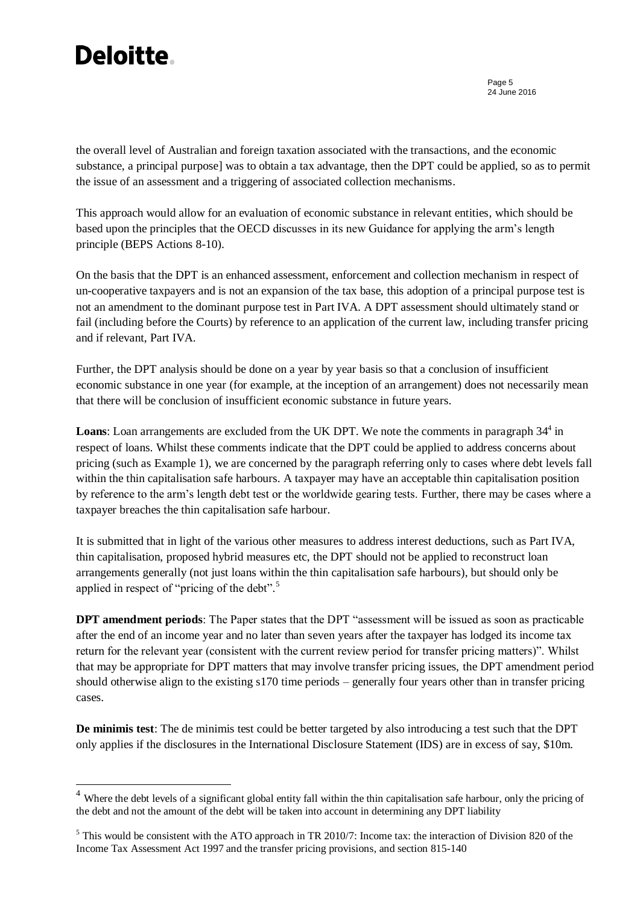the overall level of Australian and foreign taxation associated with the transactions, and the economic substance, a principal purpose] was to obtain a tax advantage, then the DPT could be applied, so as to permit the issue of an assessment and a triggering of associated collection mechanisms.

This approach would allow for an evaluation of economic substance in relevant entities, which should be based upon the principles that the OECD discusses in its new Guidance for applying the arm's length principle (BEPS Actions 8-10).

On the basis that the DPT is an enhanced assessment, enforcement and collection mechanism in respect of un-cooperative taxpayers and is not an expansion of the tax base, this adoption of a principal purpose test is not an amendment to the dominant purpose test in Part IVA. A DPT assessment should ultimately stand or fail (including before the Courts) by reference to an application of the current law, including transfer pricing and if relevant, Part IVA.

Further, the DPT analysis should be done on a year by year basis so that a conclusion of insufficient economic substance in one year (for example, at the inception of an arrangement) does not necessarily mean that there will be conclusion of insufficient economic substance in future years.

**Loans**: Loan arrangements are excluded from the UK DPT. We note the comments in paragraph 34[4] in respect of loans. Whilst these comments indicate that the DPT could be applied to address concerns about pricing (such as Example 1), we are concerned by the paragraph referring only to cases where debt levels fall within the thin capitalisation safe harbours. A taxpayer may have an acceptable thin capitalisation position by reference to the arm's length debt test or the worldwide gearing tests. Further, there may be cases where a taxpayer breaches the thin capitalisation safe harbour.

It is submitted that in light of the various other measures to address interest deductions, such as Part IVA, thin capitalisation, proposed hybrid measures etc, the DPT should not be applied to reconstruct loan arrangements generally (not just loans within the thin capitalisation safe harbours), but should only be applied in respect of "pricing of the debt".[5]

**DPT amendment periods**: The Paper states that the DPT "assessment will be issued as soon as practicable after the end of an income year and no later than seven years after the taxpayer has lodged its income tax return for the relevant year (consistent with the current review period for transfer pricing matters)". Whilst that may be appropriate for DPT matters that may involve transfer pricing issues, the DPT amendment period should otherwise align to the existing s170 time periods – generally four years other than in transfer pricing cases.

**De minimis test**: The de minimis test could be better targeted by also introducing a test such that the DPT only applies if the disclosures in the International Disclosure Statement (IDS) are in excess of say, \$10m.

---

[4] Where the debt levels of a significant global entity fall within the thin capitalisation safe harbour, only the pricing of the debt and not the amount of the debt will be taken into account in determining any DPT liability

[5] This would be consistent with the ATO approach in TR 2010/7: Income tax: the interaction of Division 820 of the Income Tax Assessment Act 1997 and the transfer pricing provisions, and section 815-140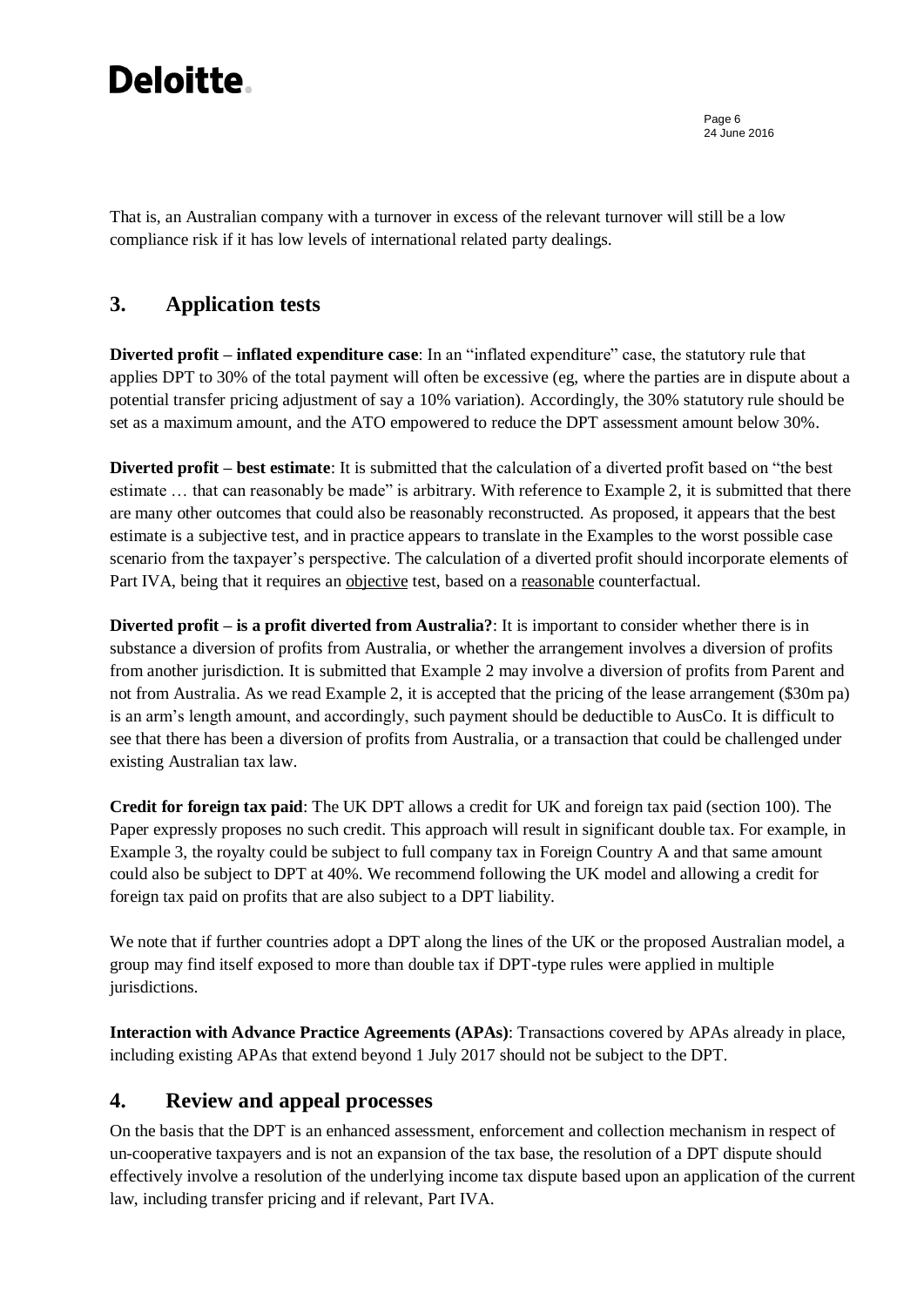That is, an Australian company with a turnover in excess of the relevant turnover will still be a low compliance risk if it has low levels of international related party dealings.

## 3. Application tests

**Diverted profit – inflated expenditure case**: In an "inflated expenditure" case, the statutory rule that applies DPT to 30% of the total payment will often be excessive (eg, where the parties are in dispute about a potential transfer pricing adjustment of say a 10% variation). Accordingly, the 30% statutory rule should be set as a maximum amount, and the ATO empowered to reduce the DPT assessment amount below 30%.

**Diverted profit – best estimate**: It is submitted that the calculation of a diverted profit based on "the best estimate … that can reasonably be made" is arbitrary. With reference to Example 2, it is submitted that there are many other outcomes that could also be reasonably reconstructed. As proposed, it appears that the best estimate is a subjective test, and in practice appears to translate in the Examples to the worst possible case scenario from the taxpayer's perspective. The calculation of a diverted profit should incorporate elements of Part IVA, being that it requires an objective test, based on a reasonable counterfactual.

**Diverted profit – is a profit diverted from Australia?**: It is important to consider whether there is in substance a diversion of profits from Australia, or whether the arrangement involves a diversion of profits from another jurisdiction. It is submitted that Example 2 may involve a diversion of profits from Parent and not from Australia. As we read Example 2, it is accepted that the pricing of the lease arrangement ($30m pa) is an arm's length amount, and accordingly, such payment should be deductible to AusCo. It is difficult to see that there has been a diversion of profits from Australia, or a transaction that could be challenged under existing Australian tax law.

**Credit for foreign tax paid**: The UK DPT allows a credit for UK and foreign tax paid (section 100). The Paper expressly proposes no such credit. This approach will result in significant double tax. For example, in Example 3, the royalty could be subject to full company tax in Foreign Country A and that same amount could also be subject to DPT at 40%. We recommend following the UK model and allowing a credit for foreign tax paid on profits that are also subject to a DPT liability.

We note that if further countries adopt a DPT along the lines of the UK or the proposed Australian model, a group may find itself exposed to more than double tax if DPT-type rules were applied in multiple jurisdictions.

**Interaction with Advance Practice Agreements (APAs)**: Transactions covered by APAs already in place, including existing APAs that extend beyond 1 July 2017 should not be subject to the DPT.

## 4. Review and appeal processes

On the basis that the DPT is an enhanced assessment, enforcement and collection mechanism in respect of un-cooperative taxpayers and is not an expansion of the tax base, the resolution of a DPT dispute should effectively involve a resolution of the underlying income tax dispute based upon an application of the current law, including transfer pricing and if relevant, Part IVA.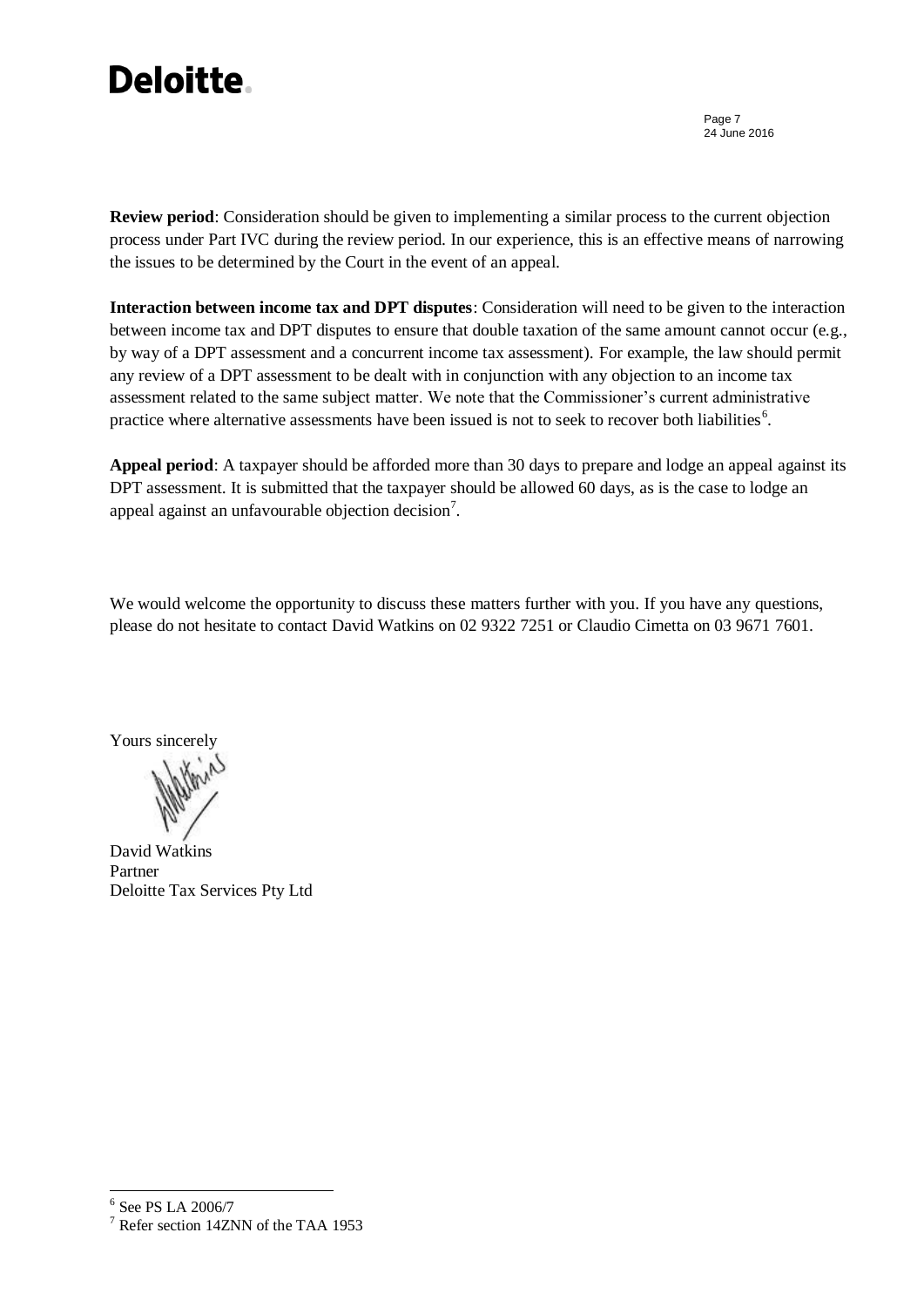**Review period**: Consideration should be given to implementing a similar process to the current objection process under Part IVC during the review period. In our experience, this is an effective means of narrowing the issues to be determined by the Court in the event of an appeal.

**Interaction between income tax and DPT disputes**: Consideration will need to be given to the interaction between income tax and DPT disputes to ensure that double taxation of the same amount cannot occur (e.g., by way of a DPT assessment and a concurrent income tax assessment). For example, the law should permit any review of a DPT assessment to be dealt with in conjunction with any objection to an income tax assessment related to the same subject matter. We note that the Commissioner's current administrative practice where alternative assessments have been issued is not to seek to recover both liabilities[6].

**Appeal period**: A taxpayer should be afforded more than 30 days to prepare and lodge an appeal against its DPT assessment. It is submitted that the taxpayer should be allowed 60 days, as is the case to lodge an appeal against an unfavourable objection decision[7].

We would welcome the opportunity to discuss these matters further with you. If you have any questions, please do not hesitate to contact David Watkins on 02 9322 7251 or Claudio Cimetta on 03 9671 7601.

Yours sincerely

David Watkins
Partner
Deloitte Tax Services Pty Ltd

---

[6] See PS LA 2006/7

[7] Refer section 14ZNN of the TAA 1953